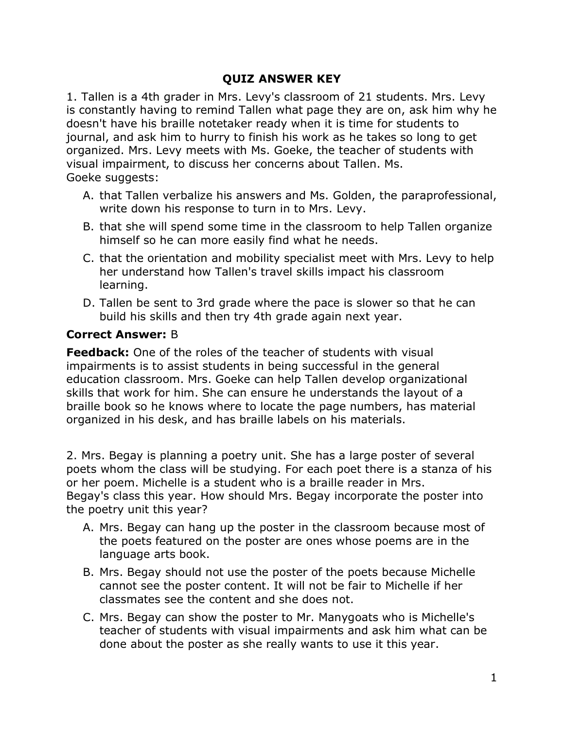# QUIZ ANSWER KEY

1. Tallen is a 4th grader in Mrs. Levy's classroom of 21 students. Mrs. Levy is constantly having to remind Tallen what page they are on, ask him why he doesn't have his braille notetaker ready when it is time for students to journal, and ask him to hurry to finish his work as he takes so long to get organized. Mrs. Levy meets with Ms. Goeke, the teacher of students with visual impairment, to discuss her concerns about Tallen. Ms. Goeke suggests:

   A. that Tallen verbalize his answers and Ms. Golden, the paraprofessional, write down his response to turn in to Mrs. Levy.

   B. that she will spend some time in the classroom to help Tallen organize himself so he can more easily find what he needs.

   C. that the orientation and mobility specialist meet with Mrs. Levy to help her understand how Tallen's travel skills impact his classroom learning.

   D. Tallen be sent to 3rd grade where the pace is slower so that he can build his skills and then try 4th grade again next year.

**Correct Answer:** B

**Feedback:** One of the roles of the teacher of students with visual impairments is to assist students in being successful in the general education classroom. Mrs. Goeke can help Tallen develop organizational skills that work for him. She can ensure he understands the layout of a braille book so he knows where to locate the page numbers, has material organized in his desk, and has braille labels on his materials.

2. Mrs. Begay is planning a poetry unit. She has a large poster of several poets whom the class will be studying. For each poet there is a stanza of his or her poem. Michelle is a student who is a braille reader in Mrs. Begay's class this year. How should Mrs. Begay incorporate the poster into the poetry unit this year?

   A. Mrs. Begay can hang up the poster in the classroom because most of the poets featured on the poster are ones whose poems are in the language arts book.

   B. Mrs. Begay should not use the poster of the poets because Michelle cannot see the poster content. It will not be fair to Michelle if her classmates see the content and she does not.

   C. Mrs. Begay can show the poster to Mr. Manygoats who is Michelle's teacher of students with visual impairments and ask him what can be done about the poster as she really wants to use it this year.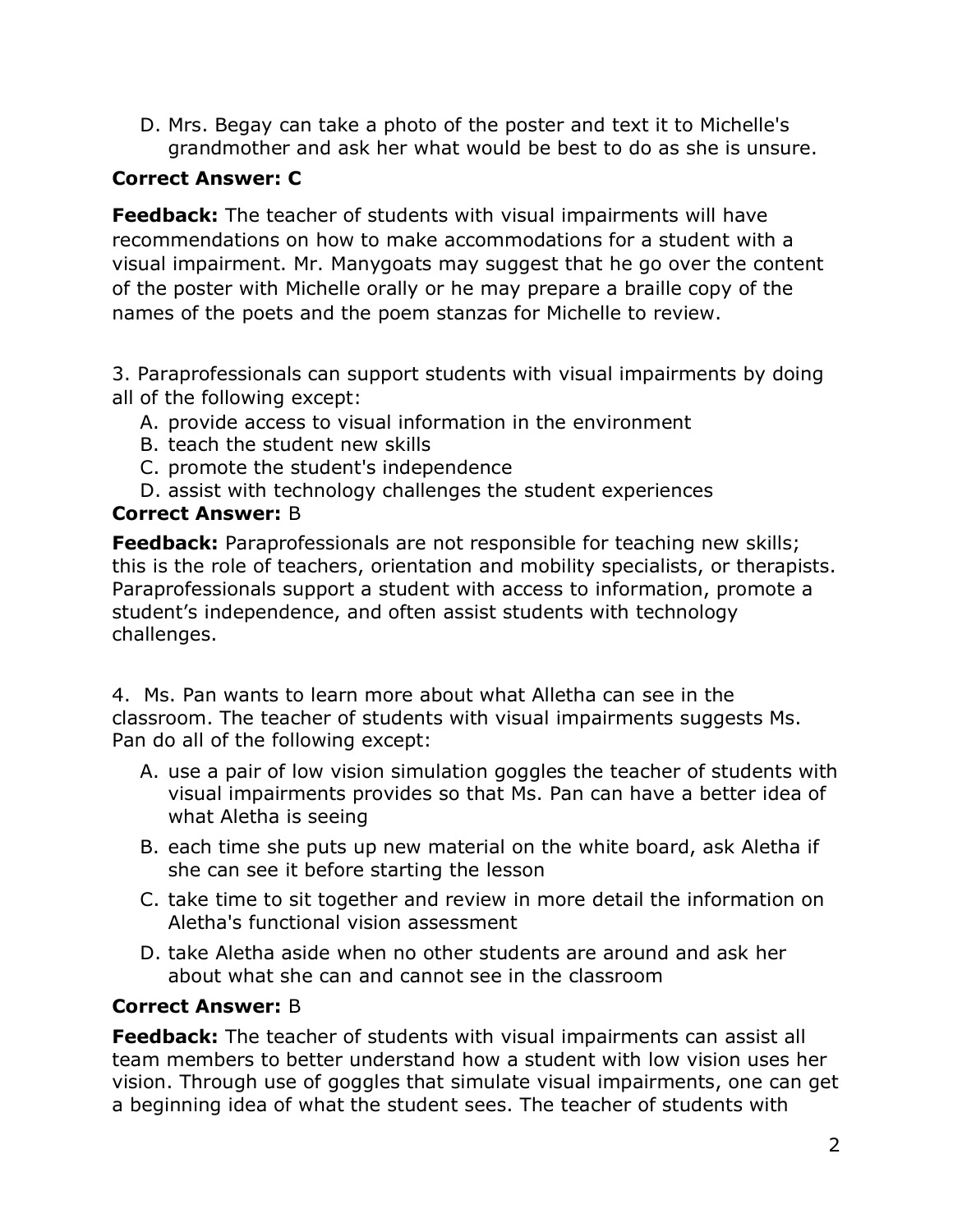D. Mrs. Begay can take a photo of the poster and text it to Michelle's grandmother and ask her what would be best to do as she is unsure.

**Correct Answer: C**

**Feedback:** The teacher of students with visual impairments will have recommendations on how to make accommodations for a student with a visual impairment. Mr. Manygoats may suggest that he go over the content of the poster with Michelle orally or he may prepare a braille copy of the names of the poets and the poem stanzas for Michelle to review.

3. Paraprofessionals can support students with visual impairments by doing all of the following except:

A. provide access to visual information in the environment
B. teach the student new skills
C. promote the student's independence
D. assist with technology challenges the student experiences

**Correct Answer:** B

**Feedback:** Paraprofessionals are not responsible for teaching new skills; this is the role of teachers, orientation and mobility specialists, or therapists. Paraprofessionals support a student with access to information, promote a student's independence, and often assist students with technology challenges.

4. Ms. Pan wants to learn more about what Alletha can see in the classroom. The teacher of students with visual impairments suggests Ms. Pan do all of the following except:

A. use a pair of low vision simulation goggles the teacher of students with visual impairments provides so that Ms. Pan can have a better idea of what Aletha is seeing
B. each time she puts up new material on the white board, ask Aletha if she can see it before starting the lesson
C. take time to sit together and review in more detail the information on Aletha's functional vision assessment
D. take Aletha aside when no other students are around and ask her about what she can and cannot see in the classroom

**Correct Answer:** B

**Feedback:** The teacher of students with visual impairments can assist all team members to better understand how a student with low vision uses her vision. Through use of goggles that simulate visual impairments, one can get a beginning idea of what the student sees. The teacher of students with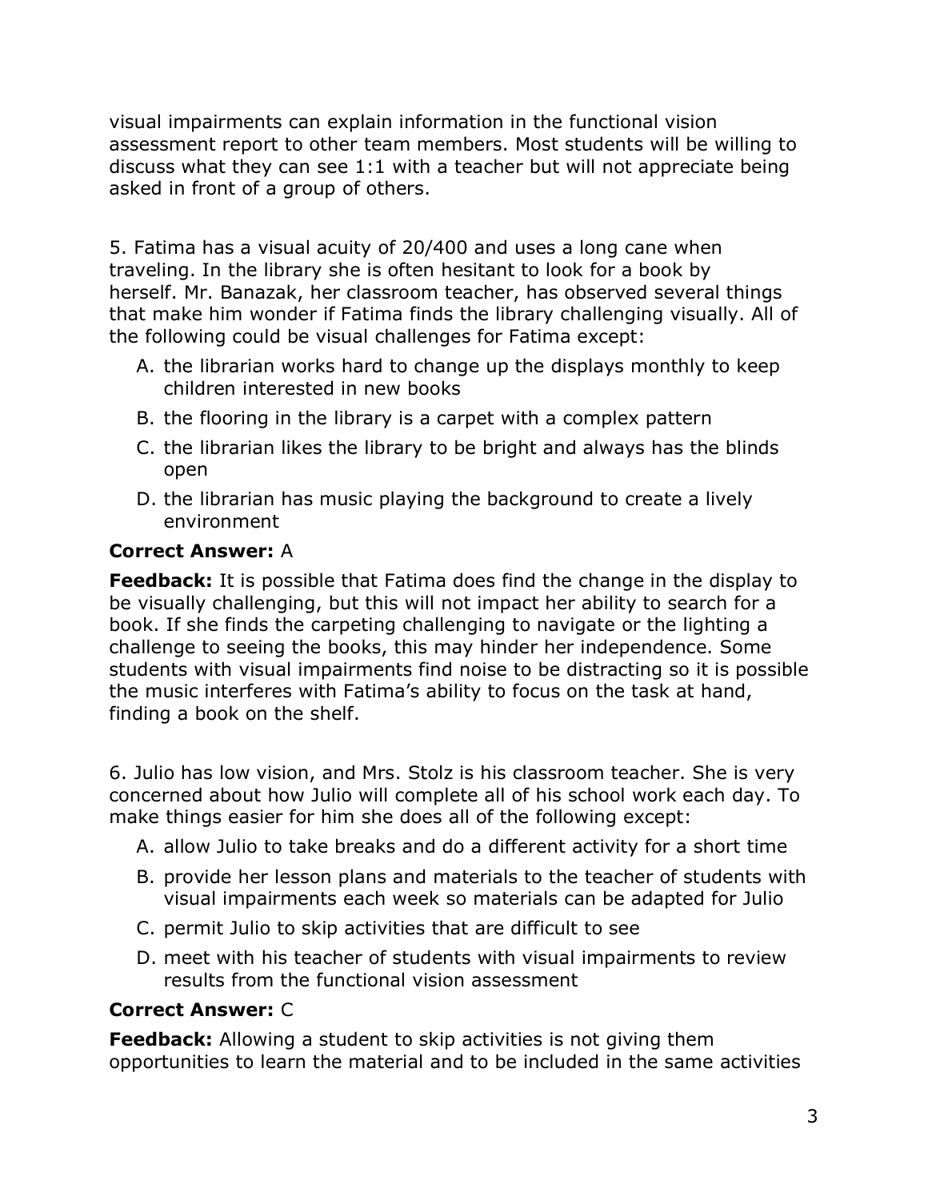visual impairments can explain information in the functional vision assessment report to other team members. Most students will be willing to discuss what they can see 1:1 with a teacher but will not appreciate being asked in front of a group of others.

5. Fatima has a visual acuity of 20/400 and uses a long cane when traveling. In the library she is often hesitant to look for a book by herself. Mr. Banazak, her classroom teacher, has observed several things that make him wonder if Fatima finds the library challenging visually. All of the following could be visual challenges for Fatima except:

A. the librarian works hard to change up the displays monthly to keep children interested in new books
B. the flooring in the library is a carpet with a complex pattern
C. the librarian likes the library to be bright and always has the blinds open
D. the librarian has music playing the background to create a lively environment

**Correct Answer:** A

**Feedback:** It is possible that Fatima does find the change in the display to be visually challenging, but this will not impact her ability to search for a book. If she finds the carpeting challenging to navigate or the lighting a challenge to seeing the books, this may hinder her independence. Some students with visual impairments find noise to be distracting so it is possible the music interferes with Fatima's ability to focus on the task at hand, finding a book on the shelf.

6. Julio has low vision, and Mrs. Stolz is his classroom teacher. She is very concerned about how Julio will complete all of his school work each day. To make things easier for him she does all of the following except:

A. allow Julio to take breaks and do a different activity for a short time
B. provide her lesson plans and materials to the teacher of students with visual impairments each week so materials can be adapted for Julio
C. permit Julio to skip activities that are difficult to see
D. meet with his teacher of students with visual impairments to review results from the functional vision assessment

**Correct Answer:** C

**Feedback:** Allowing a student to skip activities is not giving them opportunities to learn the material and to be included in the same activities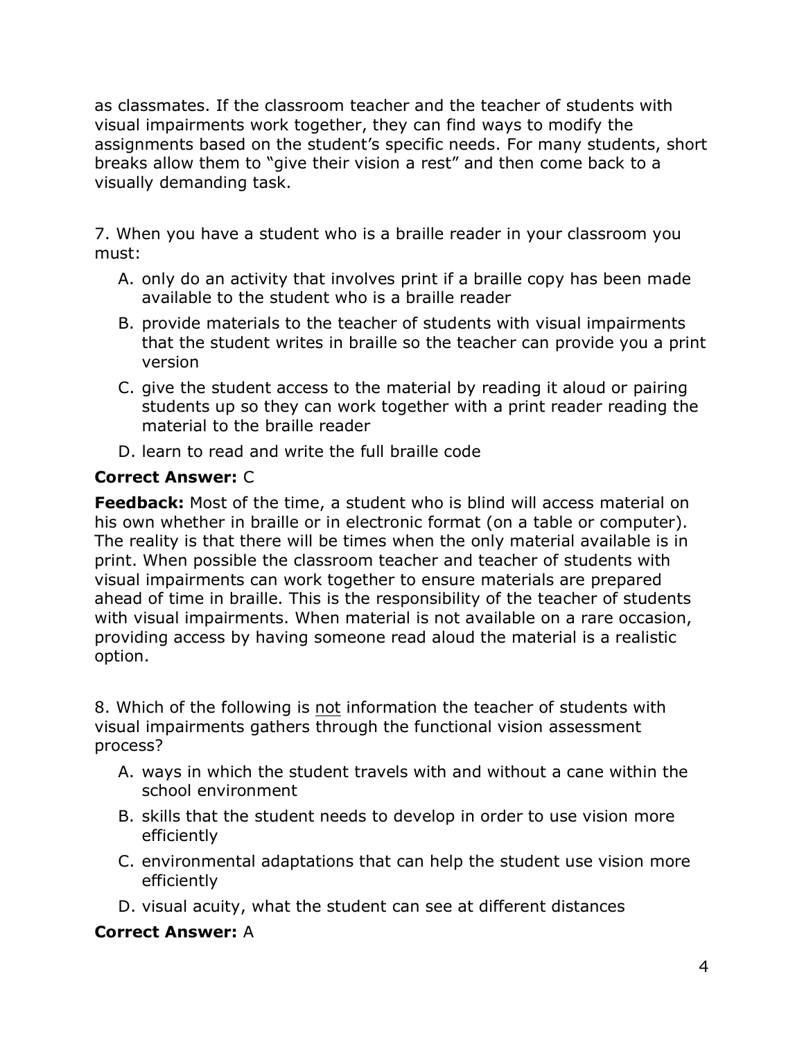as classmates. If the classroom teacher and the teacher of students with visual impairments work together, they can find ways to modify the assignments based on the student's specific needs. For many students, short breaks allow them to "give their vision a rest" and then come back to a visually demanding task.

7. When you have a student who is a braille reader in your classroom you must:

A. only do an activity that involves print if a braille copy has been made available to the student who is a braille reader
B. provide materials to the teacher of students with visual impairments that the student writes in braille so the teacher can provide you a print version
C. give the student access to the material by reading it aloud or pairing students up so they can work together with a print reader reading the material to the braille reader
D. learn to read and write the full braille code

**Correct Answer:** C

**Feedback:** Most of the time, a student who is blind will access material on his own whether in braille or in electronic format (on a table or computer). The reality is that there will be times when the only material available is in print. When possible the classroom teacher and teacher of students with visual impairments can work together to ensure materials are prepared ahead of time in braille. This is the responsibility of the teacher of students with visual impairments. When material is not available on a rare occasion, providing access by having someone read aloud the material is a realistic option.

8. Which of the following is <u>not</u> information the teacher of students with visual impairments gathers through the functional vision assessment process?

A. ways in which the student travels with and without a cane within the school environment
B. skills that the student needs to develop in order to use vision more efficiently
C. environmental adaptations that can help the student use vision more efficiently
D. visual acuity, what the student can see at different distances

**Correct Answer:** A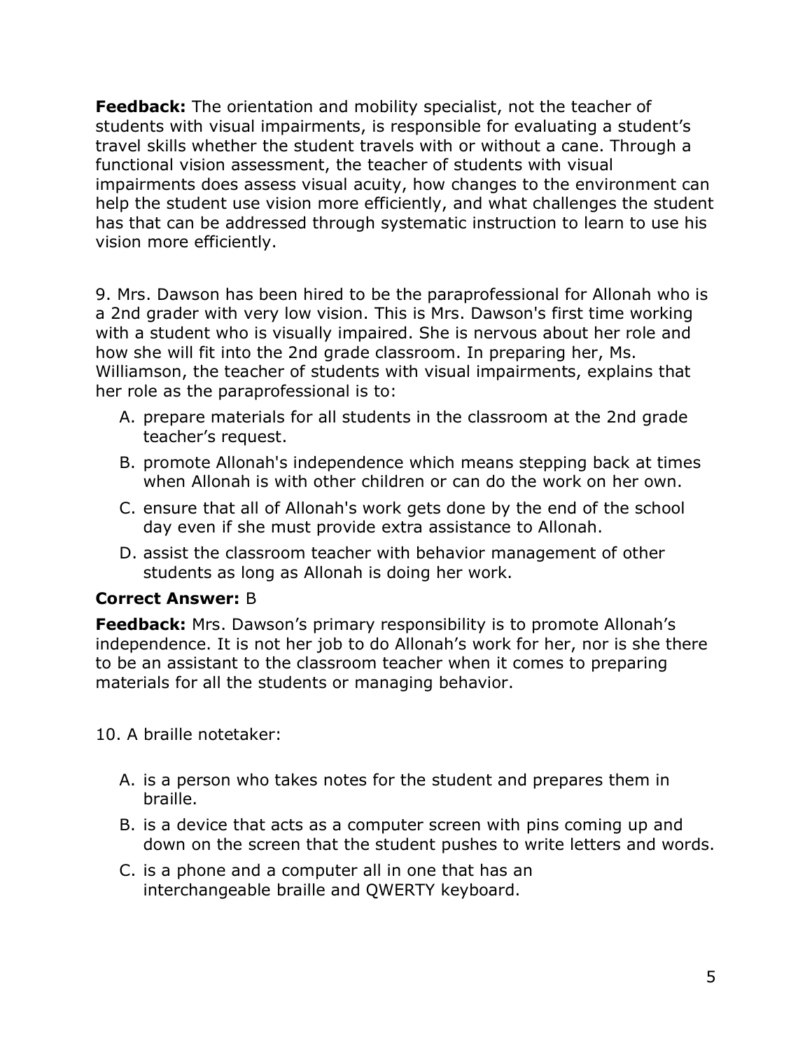**Feedback:** The orientation and mobility specialist, not the teacher of students with visual impairments, is responsible for evaluating a student's travel skills whether the student travels with or without a cane. Through a functional vision assessment, the teacher of students with visual impairments does assess visual acuity, how changes to the environment can help the student use vision more efficiently, and what challenges the student has that can be addressed through systematic instruction to learn to use his vision more efficiently.

9. Mrs. Dawson has been hired to be the paraprofessional for Allonah who is a 2nd grader with very low vision. This is Mrs. Dawson's first time working with a student who is visually impaired. She is nervous about her role and how she will fit into the 2nd grade classroom. In preparing her, Ms. Williamson, the teacher of students with visual impairments, explains that her role as the paraprofessional is to:

A. prepare materials for all students in the classroom at the 2nd grade teacher's request.
B. promote Allonah's independence which means stepping back at times when Allonah is with other children or can do the work on her own.
C. ensure that all of Allonah's work gets done by the end of the school day even if she must provide extra assistance to Allonah.
D. assist the classroom teacher with behavior management of other students as long as Allonah is doing her work.

**Correct Answer:** B

**Feedback:** Mrs. Dawson's primary responsibility is to promote Allonah's independence. It is not her job to do Allonah's work for her, nor is she there to be an assistant to the classroom teacher when it comes to preparing materials for all the students or managing behavior.

10. A braille notetaker:

A. is a person who takes notes for the student and prepares them in braille.
B. is a device that acts as a computer screen with pins coming up and down on the screen that the student pushes to write letters and words.
C. is a phone and a computer all in one that has an interchangeable braille and QWERTY keyboard.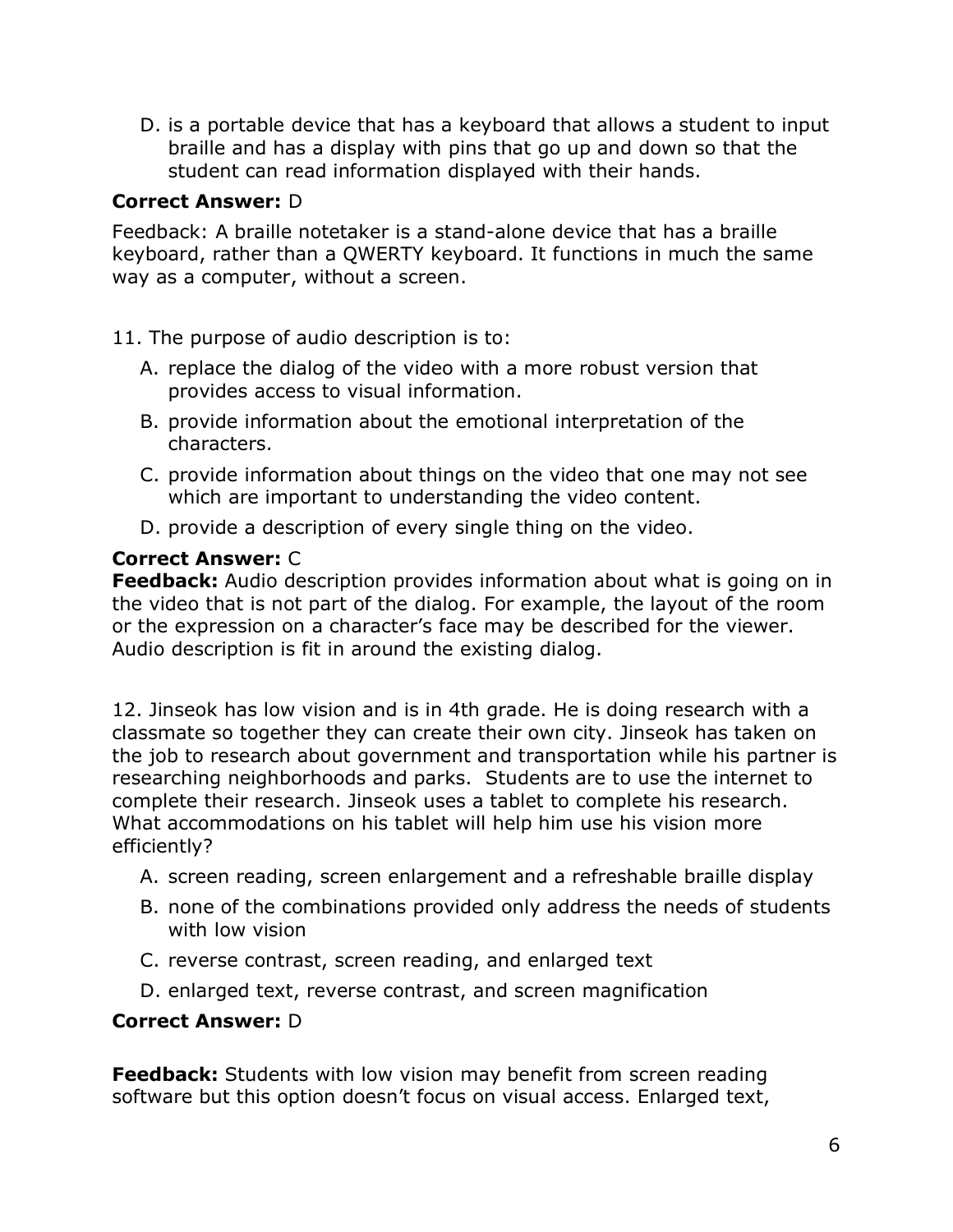D. is a portable device that has a keyboard that allows a student to input braille and has a display with pins that go up and down so that the student can read information displayed with their hands.

**Correct Answer:** D

Feedback: A braille notetaker is a stand-alone device that has a braille keyboard, rather than a QWERTY keyboard. It functions in much the same way as a computer, without a screen.

11. The purpose of audio description is to:

A. replace the dialog of the video with a more robust version that provides access to visual information.

B. provide information about the emotional interpretation of the characters.

C. provide information about things on the video that one may not see which are important to understanding the video content.

D. provide a description of every single thing on the video.

**Correct Answer:** C

**Feedback:** Audio description provides information about what is going on in the video that is not part of the dialog. For example, the layout of the room or the expression on a character's face may be described for the viewer. Audio description is fit in around the existing dialog.

12. Jinseok has low vision and is in 4th grade. He is doing research with a classmate so together they can create their own city. Jinseok has taken on the job to research about government and transportation while his partner is researching neighborhoods and parks. Students are to use the internet to complete their research. Jinseok uses a tablet to complete his research. What accommodations on his tablet will help him use his vision more efficiently?

A. screen reading, screen enlargement and a refreshable braille display

B. none of the combinations provided only address the needs of students with low vision

C. reverse contrast, screen reading, and enlarged text

D. enlarged text, reverse contrast, and screen magnification

**Correct Answer:** D

**Feedback:** Students with low vision may benefit from screen reading software but this option doesn't focus on visual access. Enlarged text,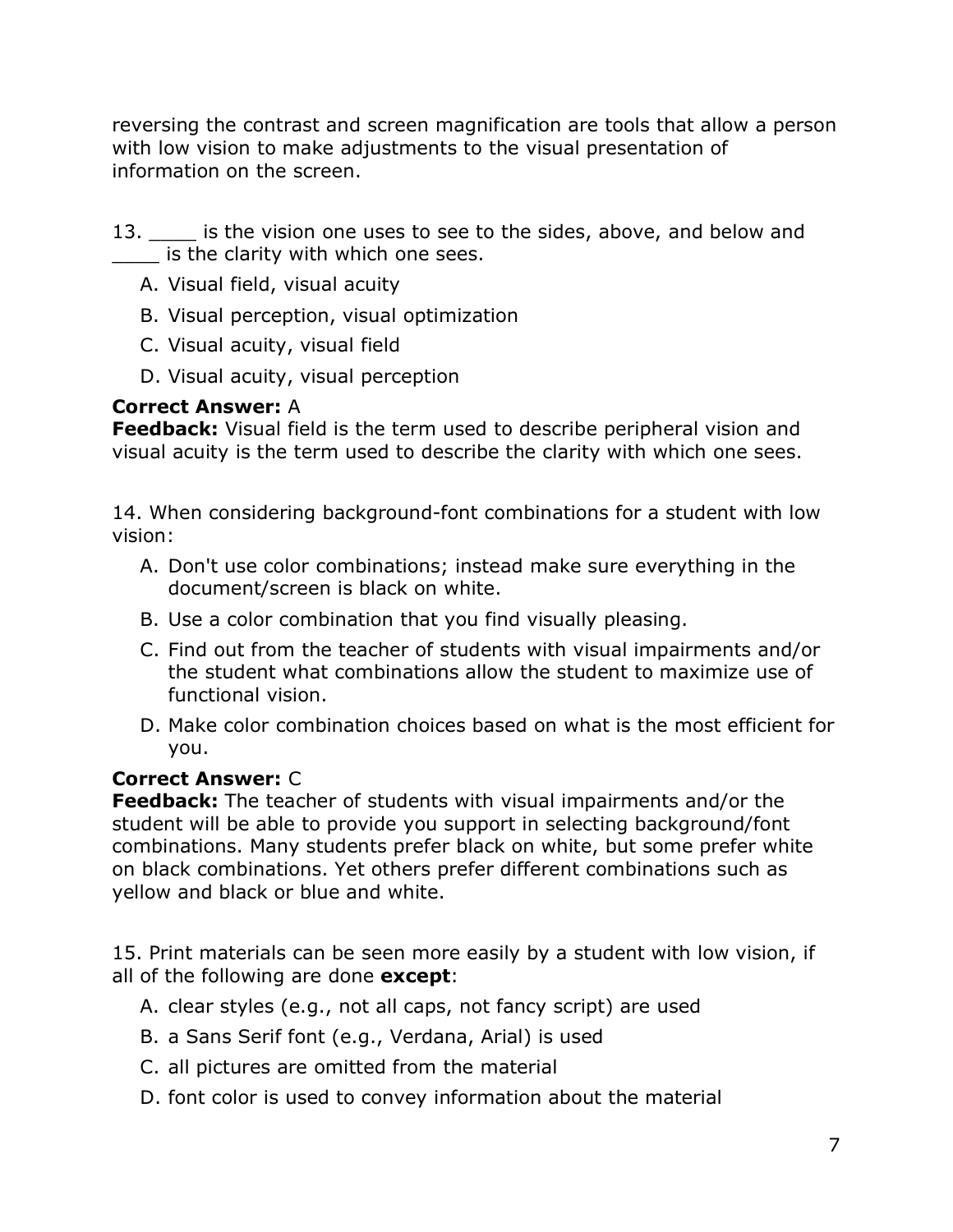reversing the contrast and screen magnification are tools that allow a person with low vision to make adjustments to the visual presentation of information on the screen.

13. ____ is the vision one uses to see to the sides, above, and below and ____ is the clarity with which one sees.

A. Visual field, visual acuity
B. Visual perception, visual optimization
C. Visual acuity, visual field
D. Visual acuity, visual perception

**Correct Answer:** A
**Feedback:** Visual field is the term used to describe peripheral vision and visual acuity is the term used to describe the clarity with which one sees.

14. When considering background-font combinations for a student with low vision:

A. Don't use color combinations; instead make sure everything in the document/screen is black on white.
B. Use a color combination that you find visually pleasing.
C. Find out from the teacher of students with visual impairments and/or the student what combinations allow the student to maximize use of functional vision.
D. Make color combination choices based on what is the most efficient for you.

**Correct Answer:** C
**Feedback:** The teacher of students with visual impairments and/or the student will be able to provide you support in selecting background/font combinations. Many students prefer black on white, but some prefer white on black combinations. Yet others prefer different combinations such as yellow and black or blue and white.

15. Print materials can be seen more easily by a student with low vision, if all of the following are done **except**:

A. clear styles (e.g., not all caps, not fancy script) are used
B. a Sans Serif font (e.g., Verdana, Arial) is used
C. all pictures are omitted from the material
D. font color is used to convey information about the material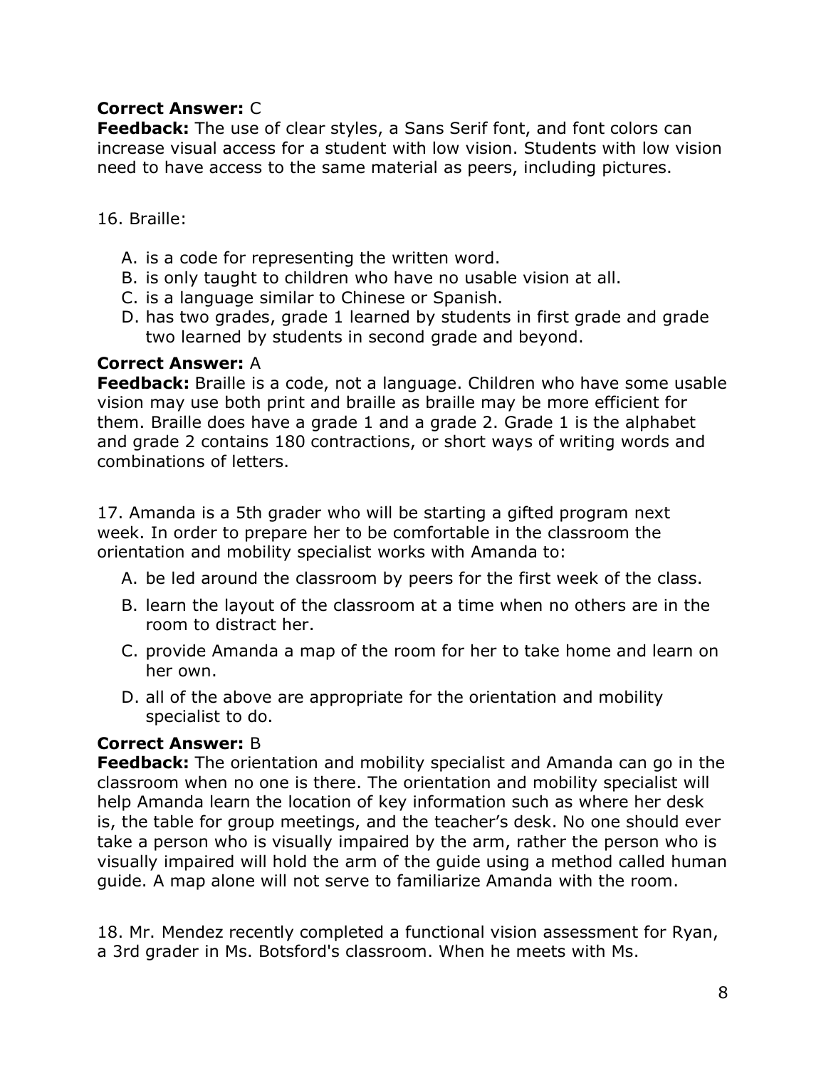**Correct Answer:** C
**Feedback:** The use of clear styles, a Sans Serif font, and font colors can increase visual access for a student with low vision. Students with low vision need to have access to the same material as peers, including pictures.

16. Braille:

A. is a code for representing the written word.
B. is only taught to children who have no usable vision at all.
C. is a language similar to Chinese or Spanish.
D. has two grades, grade 1 learned by students in first grade and grade two learned by students in second grade and beyond.

**Correct Answer:** A
**Feedback:** Braille is a code, not a language. Children who have some usable vision may use both print and braille as braille may be more efficient for them. Braille does have a grade 1 and a grade 2. Grade 1 is the alphabet and grade 2 contains 180 contractions, or short ways of writing words and combinations of letters.

17. Amanda is a 5th grader who will be starting a gifted program next week. In order to prepare her to be comfortable in the classroom the orientation and mobility specialist works with Amanda to:

A. be led around the classroom by peers for the first week of the class.
B. learn the layout of the classroom at a time when no others are in the room to distract her.
C. provide Amanda a map of the room for her to take home and learn on her own.
D. all of the above are appropriate for the orientation and mobility specialist to do.

**Correct Answer:** B
**Feedback:** The orientation and mobility specialist and Amanda can go in the classroom when no one is there. The orientation and mobility specialist will help Amanda learn the location of key information such as where her desk is, the table for group meetings, and the teacher's desk. No one should ever take a person who is visually impaired by the arm, rather the person who is visually impaired will hold the arm of the guide using a method called human guide. A map alone will not serve to familiarize Amanda with the room.

18. Mr. Mendez recently completed a functional vision assessment for Ryan, a 3rd grader in Ms. Botsford's classroom. When he meets with Ms.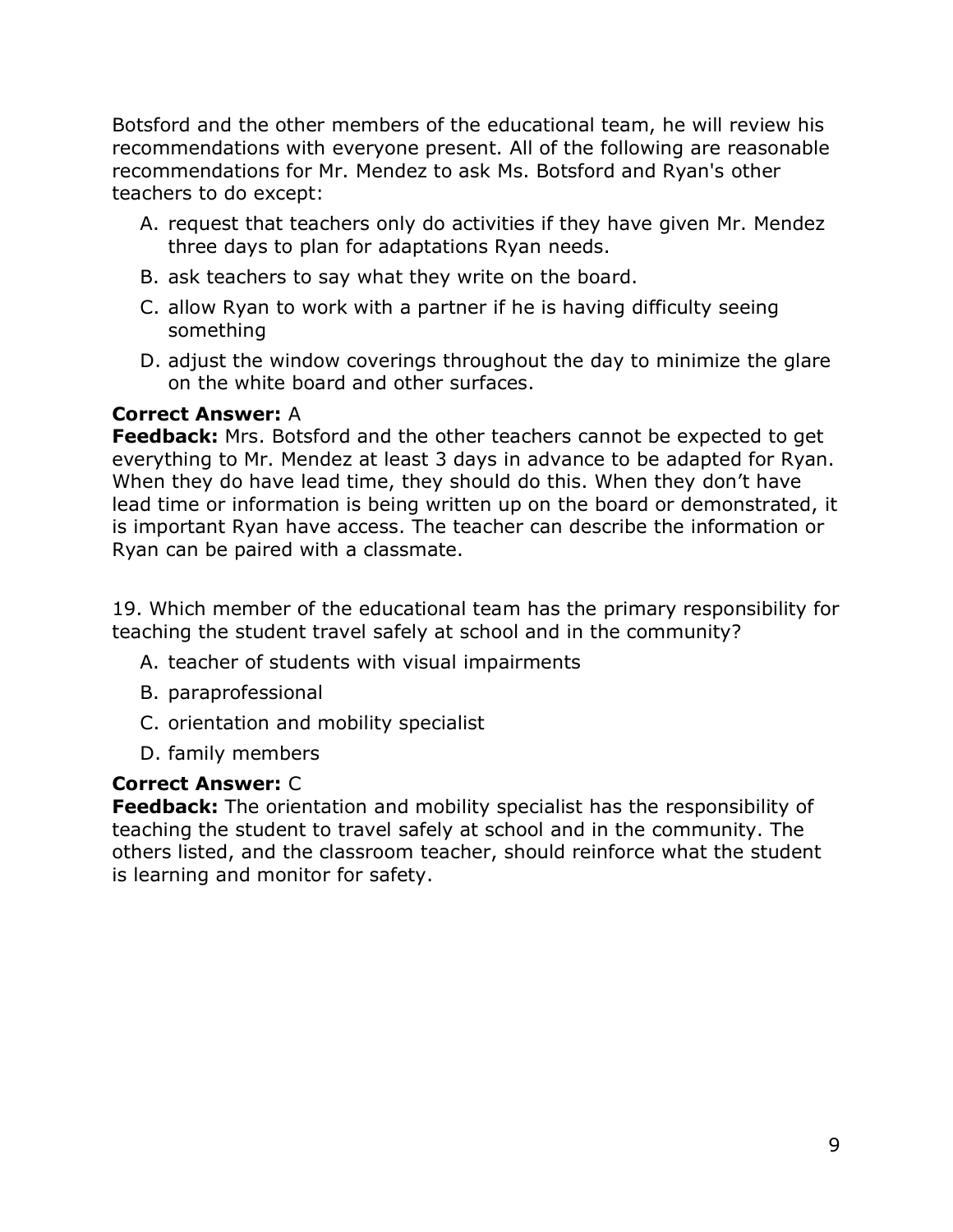Botsford and the other members of the educational team, he will review his recommendations with everyone present. All of the following are reasonable recommendations for Mr. Mendez to ask Ms. Botsford and Ryan's other teachers to do except:

A. request that teachers only do activities if they have given Mr. Mendez three days to plan for adaptations Ryan needs.
B. ask teachers to say what they write on the board.
C. allow Ryan to work with a partner if he is having difficulty seeing something
D. adjust the window coverings throughout the day to minimize the glare on the white board and other surfaces.

**Correct Answer:** A
**Feedback:** Mrs. Botsford and the other teachers cannot be expected to get everything to Mr. Mendez at least 3 days in advance to be adapted for Ryan. When they do have lead time, they should do this. When they don't have lead time or information is being written up on the board or demonstrated, it is important Ryan have access. The teacher can describe the information or Ryan can be paired with a classmate.

19. Which member of the educational team has the primary responsibility for teaching the student travel safely at school and in the community?

A. teacher of students with visual impairments
B. paraprofessional
C. orientation and mobility specialist
D. family members

**Correct Answer:** C
**Feedback:** The orientation and mobility specialist has the responsibility of teaching the student to travel safely at school and in the community. The others listed, and the classroom teacher, should reinforce what the student is learning and monitor for safety.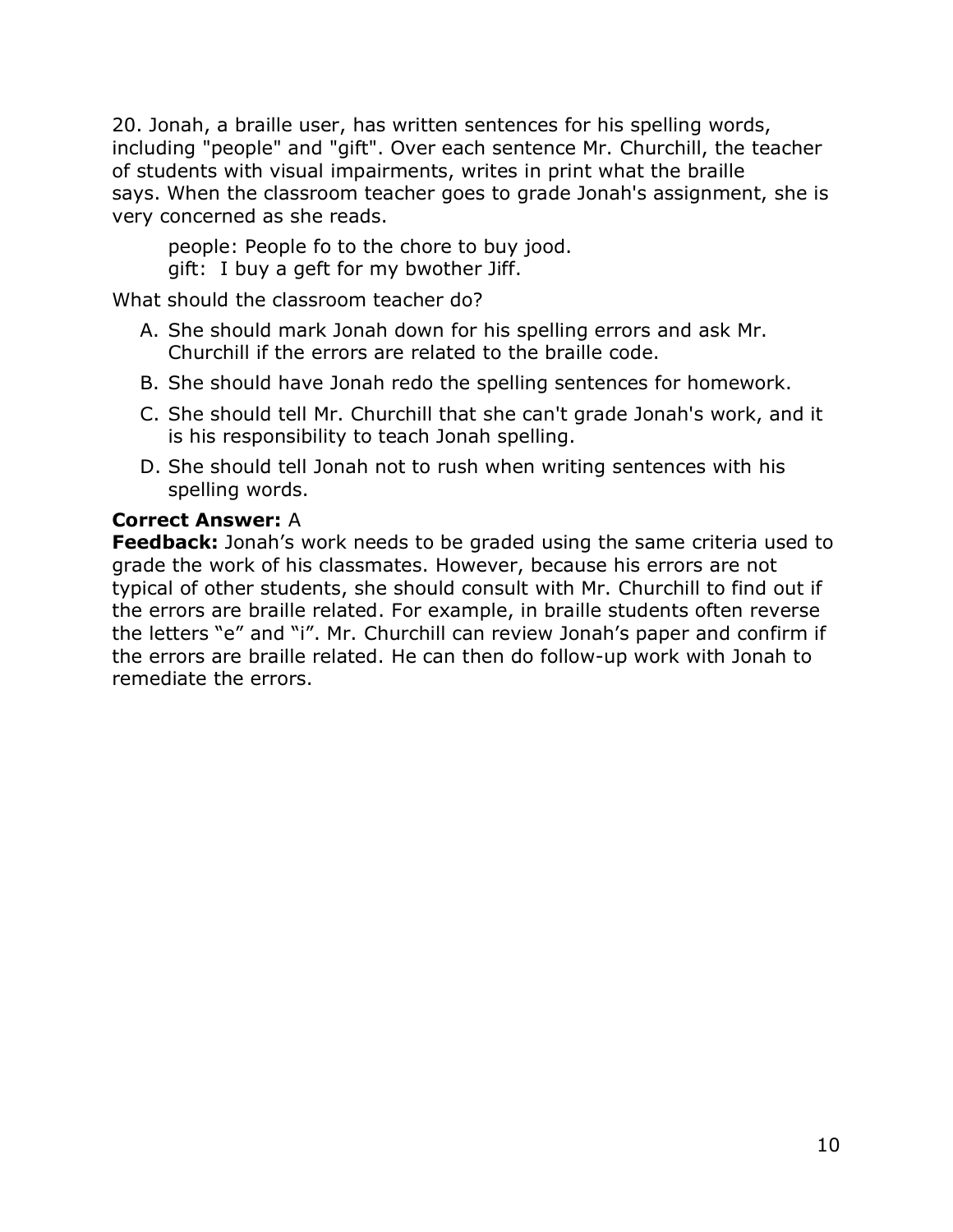20. Jonah, a braille user, has written sentences for his spelling words, including "people" and "gift". Over each sentence Mr. Churchill, the teacher of students with visual impairments, writes in print what the braille says. When the classroom teacher goes to grade Jonah's assignment, she is very concerned as she reads.

> people: People fo to the chore to buy jood.
> gift: I buy a geft for my bwother Jiff.

What should the classroom teacher do?

A. She should mark Jonah down for his spelling errors and ask Mr. Churchill if the errors are related to the braille code.
B. She should have Jonah redo the spelling sentences for homework.
C. She should tell Mr. Churchill that she can't grade Jonah's work, and it is his responsibility to teach Jonah spelling.
D. She should tell Jonah not to rush when writing sentences with his spelling words.

**Correct Answer:** A
**Feedback:** Jonah's work needs to be graded using the same criteria used to grade the work of his classmates. However, because his errors are not typical of other students, she should consult with Mr. Churchill to find out if the errors are braille related. For example, in braille students often reverse the letters "e" and "i". Mr. Churchill can review Jonah's paper and confirm if the errors are braille related. He can then do follow-up work with Jonah to remediate the errors.